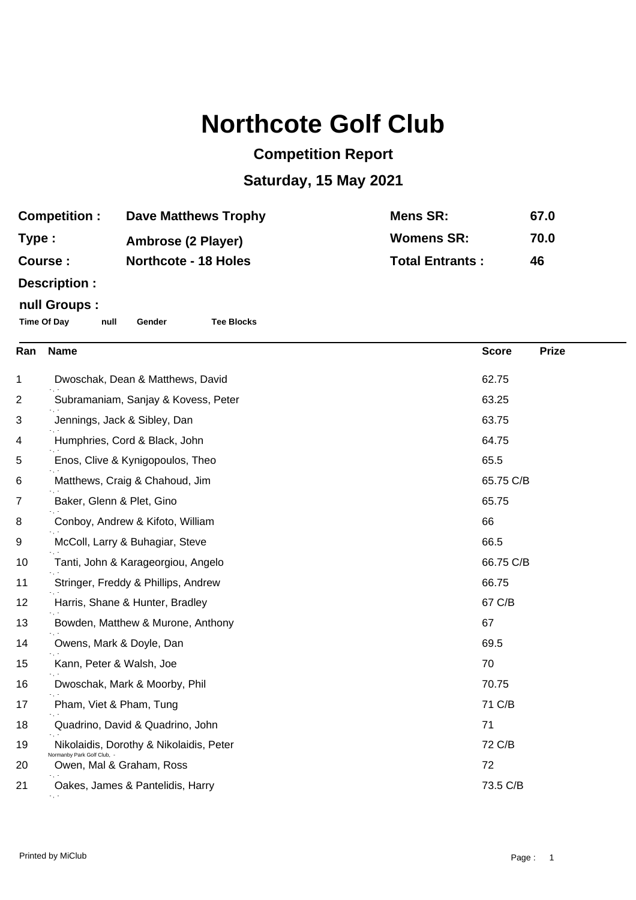# Northcote Golf Club

## Competition Report

## Saturday, 15 May 2021

| | | | |
|---|---|---|---|
| **Competition :** | **Dave Matthews Trophy** | **Mens SR:** | **67.0** |
| **Type :** | **Ambrose (2 Player)** | **Womens SR:** | **70.0** |
| **Course :** | **Northcote - 18 Holes** | **Total Entrants :** | **46** |

**Description :**

**null Groups :**

**Time Of Day** **null** **Gender** **Tee Blocks**

| Ran | Name | Score | Prize |
|---|---|---|---|
| 1 | Dwoschak, Dean & Matthews, David<br>- , - | 62.75 | |
| 2 | Subramaniam, Sanjay & Kovess, Peter<br>- , - | 63.25 | |
| 3 | Jennings, Jack & Sibley, Dan<br>- , - | 63.75 | |
| 4 | Humphries, Cord & Black, John<br>- , - | 64.75 | |
| 5 | Enos, Clive & Kynigopoulos, Theo<br>- , - | 65.5 | |
| 6 | Matthews, Craig & Chahoud, Jim<br>- , - | 65.75 C/B | |
| 7 | Baker, Glenn & Plet, Gino<br>- , - | 65.75 | |
| 8 | Conboy, Andrew & Kifoto, William<br>- , - | 66 | |
| 9 | McColl, Larry & Buhagiar, Steve<br>- , - | 66.5 | |
| 10 | Tanti, John & Karageorgiou, Angelo<br>- , - | 66.75 C/B | |
| 11 | Stringer, Freddy & Phillips, Andrew<br>- , - | 66.75 | |
| 12 | Harris, Shane & Hunter, Bradley<br>- , - | 67 C/B | |
| 13 | Bowden, Matthew & Murone, Anthony<br>- , - | 67 | |
| 14 | Owens, Mark & Doyle, Dan<br>- , - | 69.5 | |
| 15 | Kann, Peter & Walsh, Joe<br>- , - | 70 | |
| 16 | Dwoschak, Mark & Moorby, Phil<br>- , - | 70.75 | |
| 17 | Pham, Viet & Pham, Tung<br>- , - | 71 C/B | |
| 18 | Quadrino, David & Quadrino, John<br>- , - | 71 | |
| 19 | Nikolaidis, Dorothy & Nikolaidis, Peter<br>Normanby Park Golf Club, - | 72 C/B | |
| 20 | Owen, Mal & Graham, Ross<br>- , - | 72 | |
| 21 | Oakes, James & Pantelidis, Harry<br>- , - | 73.5 C/B | |

Printed by MiClub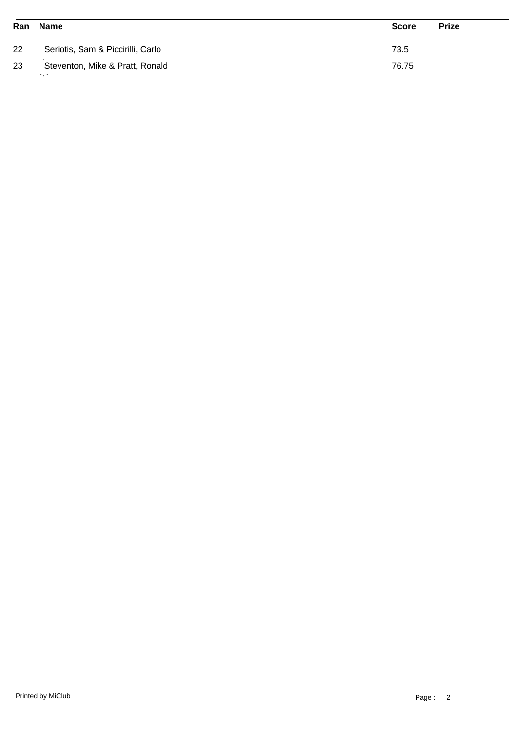| Ran | Name | Score | Prize |
| --- | --- | --- | --- |
| 22 | Seriotis, Sam & Piccirilli, Carlo | 73.5 | |
| 23 | Steventon, Mike & Pratt, Ronald | 76.75 | |